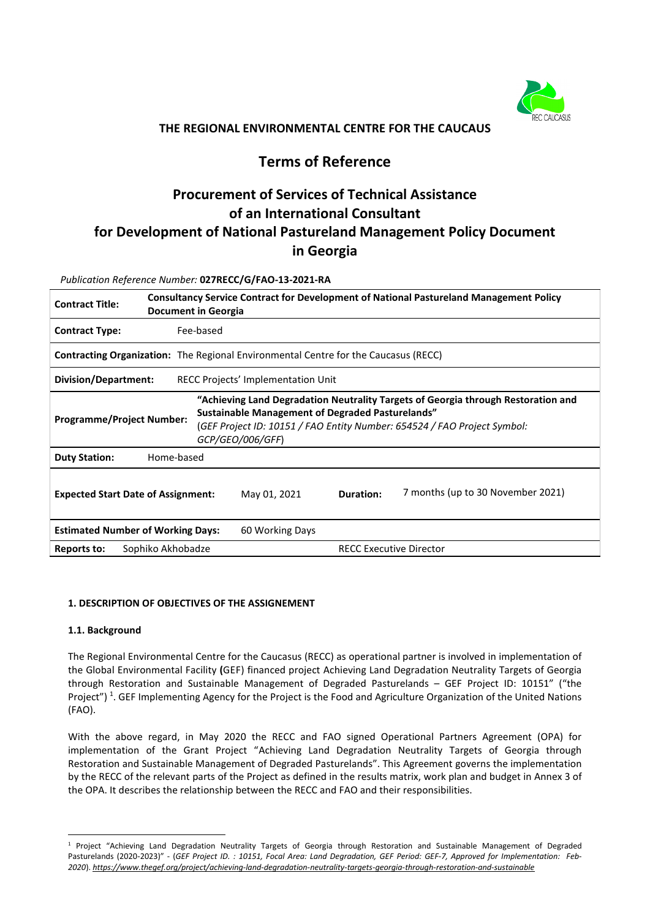**THE REGIONAL ENVIRONMENTAL CENTRE FOR THE CAUCAUS**

# Terms of Reference

## Procurement of Services of Technical Assistance of an International Consultant for Development of National Pastureland Management Policy Document in Georgia

*Publication Reference Number:* **027RECC/G/FAO-13-2021-RA**

| **Contract Title:** | **Consultancy Service Contract for Development of National Pastureland Management Policy Document in Georgia** | | |
|---|---|---|---|
| **Contract Type:** | Fee-based | | |
| **Contracting Organization:** | The Regional Environmental Centre for the Caucasus (RECC) | | |
| **Division/Department:** | RECC Projects' Implementation Unit | | |
| **Programme/Project Number:** | **"Achieving Land Degradation Neutrality Targets of Georgia through Restoration and Sustainable Management of Degraded Pasturelands"** (*GEF Project ID: 10151 / FAO Entity Number: 654524 / FAO Project Symbol: GCP/GEO/006/GFF*) | | |
| **Duty Station:** | Home-based | | |
| **Expected Start Date of Assignment:** | May 01, 2021 | **Duration:** | 7 months (up to 30 November 2021) |
| **Estimated Number of Working Days:** | 60 Working Days | | |
| **Reports to:** | Sophiko Akhobadze | RECC Executive Director | |

### 1. DESCRIPTION OF OBJECTIVES OF THE ASSIGNEMENT

#### 1.1. Background

The Regional Environmental Centre for the Caucasus (RECC) as operational partner is involved in implementation of the Global Environmental Facility **(**GEF) financed project Achieving Land Degradation Neutrality Targets of Georgia through Restoration and Sustainable Management of Degraded Pasturelands – GEF Project ID: 10151" ("the Project") [1]. GEF Implementing Agency for the Project is the Food and Agriculture Organization of the United Nations (FAO).

With the above regard, in May 2020 the RECC and FAO signed Operational Partners Agreement (OPA) for implementation of the Grant Project "Achieving Land Degradation Neutrality Targets of Georgia through Restoration and Sustainable Management of Degraded Pasturelands". This Agreement governs the implementation by the RECC of the relevant parts of the Project as defined in the results matrix, work plan and budget in Annex 3 of the OPA. It describes the relationship between the RECC and FAO and their responsibilities.

---

[1] Project "Achieving Land Degradation Neutrality Targets of Georgia through Restoration and Sustainable Management of Degraded Pasturelands (2020-2023)" - (*GEF Project ID. : 10151, Focal Area: Land Degradation, GEF Period: GEF-7, Approved for Implementation: Feb-2020*). *https://www.thegef.org/project/achieving-land-degradation-neutrality-targets-georgia-through-restoration-and-sustainable*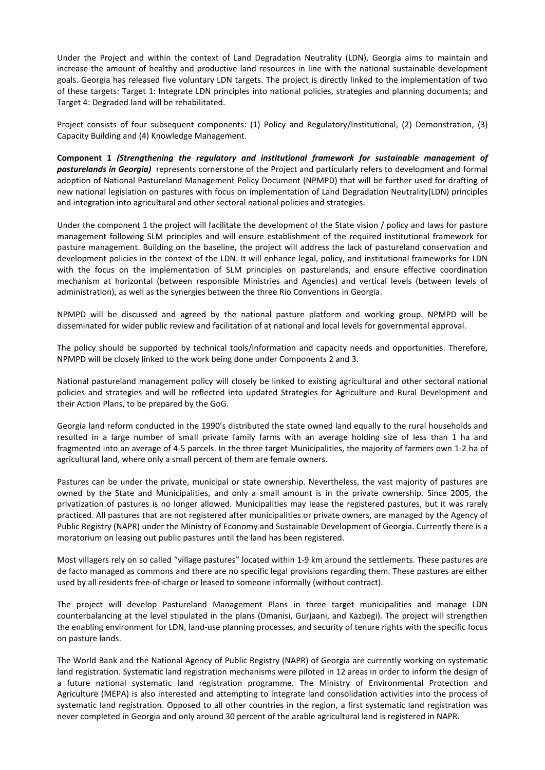Under the Project and within the context of Land Degradation Neutrality (LDN), Georgia aims to maintain and increase the amount of healthy and productive land resources in line with the national sustainable development goals. Georgia has released five voluntary LDN targets. The project is directly linked to the implementation of two of these targets: Target 1: Integrate LDN principles into national policies, strategies and planning documents; and Target 4: Degraded land will be rehabilitated.

Project consists of four subsequent components: (1) Policy and Regulatory/Institutional, (2) Demonstration, (3) Capacity Building and (4) Knowledge Management.

**Component 1** ***(Strengthening the regulatory and institutional framework for sustainable management of pasturelands in Georgia)*** represents cornerstone of the Project and particularly refers to development and formal adoption of National Pastureland Management Policy Document (NPMPD) that will be further used for drafting of new national legislation on pastures with focus on implementation of Land Degradation Neutrality(LDN) principles and integration into agricultural and other sectoral national policies and strategies.

Under the component 1 the project will facilitate the development of the State vision / policy and laws for pasture management following SLM principles and will ensure establishment of the required institutional framework for pasture management. Building on the baseline, the project will address the lack of pastureland conservation and development policies in the context of the LDN. It will enhance legal, policy, and institutional frameworks for LDN with the focus on the implementation of SLM principles on pasturelands, and ensure effective coordination mechanism at horizontal (between responsible Ministries and Agencies) and vertical levels (between levels of administration), as well as the synergies between the three Rio Conventions in Georgia.

NPMPD will be discussed and agreed by the national pasture platform and working group. NPMPD will be disseminated for wider public review and facilitation of at national and local levels for governmental approval.

The policy should be supported by technical tools/information and capacity needs and opportunities. Therefore, NPMPD will be closely linked to the work being done under Components 2 and 3.

National pastureland management policy will closely be linked to existing agricultural and other sectoral national policies and strategies and will be reflected into updated Strategies for Agriculture and Rural Development and their Action Plans, to be prepared by the GoG.

Georgia land reform conducted in the 1990's distributed the state owned land equally to the rural households and resulted in a large number of small private family farms with an average holding size of less than 1 ha and fragmented into an average of 4-5 parcels. In the three target Municipalities, the majority of farmers own 1-2 ha of agricultural land, where only a small percent of them are female owners.

Pastures can be under the private, municipal or state ownership. Nevertheless, the vast majority of pastures are owned by the State and Municipalities, and only a small amount is in the private ownership. Since 2005, the privatization of pastures is no longer allowed. Municipalities may lease the registered pastures, but it was rarely practiced. All pastures that are not registered after municipalities or private owners, are managed by the Agency of Public Registry (NAPR) under the Ministry of Economy and Sustainable Development of Georgia. Currently there is a moratorium on leasing out public pastures until the land has been registered.

Most villagers rely on so called "village pastures" located within 1-9 km around the settlements. These pastures are de facto managed as commons and there are no specific legal provisions regarding them. These pastures are either used by all residents free-of-charge or leased to someone informally (without contract).

The project will develop Pastureland Management Plans in three target municipalities and manage LDN counterbalancing at the level stipulated in the plans (Dmanisi, Gurjaani, and Kazbegi). The project will strengthen the enabling environment for LDN, land-use planning processes, and security of tenure rights with the specific focus on pasture lands.

The World Bank and the National Agency of Public Registry (NAPR) of Georgia are currently working on systematic land registration. Systematic land registration mechanisms were piloted in 12 areas in order to inform the design of a future national systematic land registration programme. The Ministry of Environmental Protection and Agriculture (MEPA) is also interested and attempting to integrate land consolidation activities into the process of systematic land registration. Opposed to all other countries in the region, a first systematic land registration was never completed in Georgia and only around 30 percent of the arable agricultural land is registered in NAPR.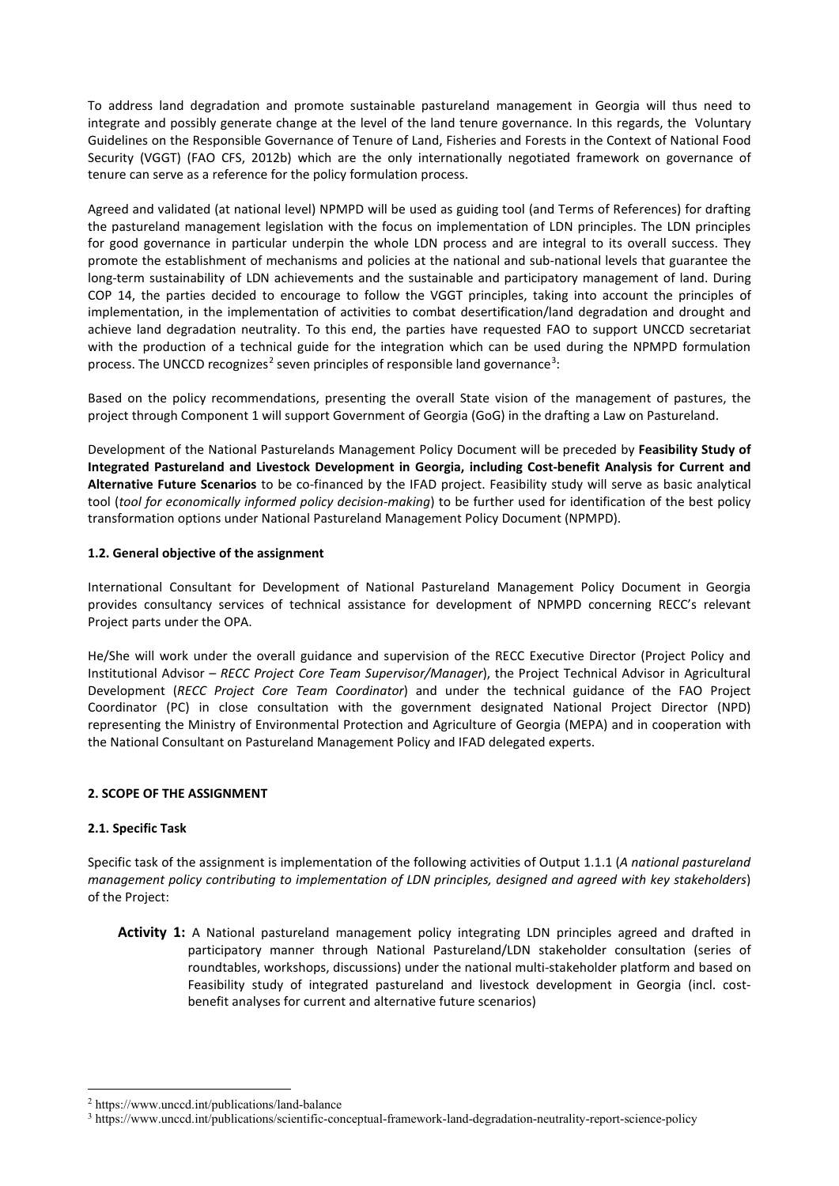To address land degradation and promote sustainable pastureland management in Georgia will thus need to integrate and possibly generate change at the level of the land tenure governance. In this regards, the Voluntary Guidelines on the Responsible Governance of Tenure of Land, Fisheries and Forests in the Context of National Food Security (VGGT) (FAO CFS, 2012b) which are the only internationally negotiated framework on governance of tenure can serve as a reference for the policy formulation process.

Agreed and validated (at national level) NPMPD will be used as guiding tool (and Terms of References) for drafting the pastureland management legislation with the focus on implementation of LDN principles. The LDN principles for good governance in particular underpin the whole LDN process and are integral to its overall success. They promote the establishment of mechanisms and policies at the national and sub-national levels that guarantee the long-term sustainability of LDN achievements and the sustainable and participatory management of land. During COP 14, the parties decided to encourage to follow the VGGT principles, taking into account the principles of implementation, in the implementation of activities to combat desertification/land degradation and drought and achieve land degradation neutrality. To this end, the parties have requested FAO to support UNCCD secretariat with the production of a technical guide for the integration which can be used during the NPMPD formulation process. The UNCCD recognizes[2] seven principles of responsible land governance[3]:

Based on the policy recommendations, presenting the overall State vision of the management of pastures, the project through Component 1 will support Government of Georgia (GoG) in the drafting a Law on Pastureland.

Development of the National Pasturelands Management Policy Document will be preceded by **Feasibility Study of Integrated Pastureland and Livestock Development in Georgia, including Cost-benefit Analysis for Current and Alternative Future Scenarios** to be co-financed by the IFAD project. Feasibility study will serve as basic analytical tool (*tool for economically informed policy decision-making*) to be further used for identification of the best policy transformation options under National Pastureland Management Policy Document (NPMPD).

### 1.2. General objective of the assignment

International Consultant for Development of National Pastureland Management Policy Document in Georgia provides consultancy services of technical assistance for development of NPMPD concerning RECC's relevant Project parts under the OPA.

He/She will work under the overall guidance and supervision of the RECC Executive Director (Project Policy and Institutional Advisor – *RECC Project Core Team Supervisor/Manager*), the Project Technical Advisor in Agricultural Development (*RECC Project Core Team Coordinator*) and under the technical guidance of the FAO Project Coordinator (PC) in close consultation with the government designated National Project Director (NPD) representing the Ministry of Environmental Protection and Agriculture of Georgia (MEPA) and in cooperation with the National Consultant on Pastureland Management Policy and IFAD delegated experts.

## 2. SCOPE OF THE ASSIGNMENT

### 2.1. Specific Task

Specific task of the assignment is implementation of the following activities of Output 1.1.1 (*A national pastureland management policy contributing to implementation of LDN principles, designed and agreed with key stakeholders*) of the Project:

**Activity 1:** A National pastureland management policy integrating LDN principles agreed and drafted in participatory manner through National Pastureland/LDN stakeholder consultation (series of roundtables, workshops, discussions) under the national multi-stakeholder platform and based on Feasibility study of integrated pastureland and livestock development in Georgia (incl. cost-benefit analyses for current and alternative future scenarios)

---

[2] https://www.unccd.int/publications/land-balance

[3] https://www.unccd.int/publications/scientific-conceptual-framework-land-degradation-neutrality-report-science-policy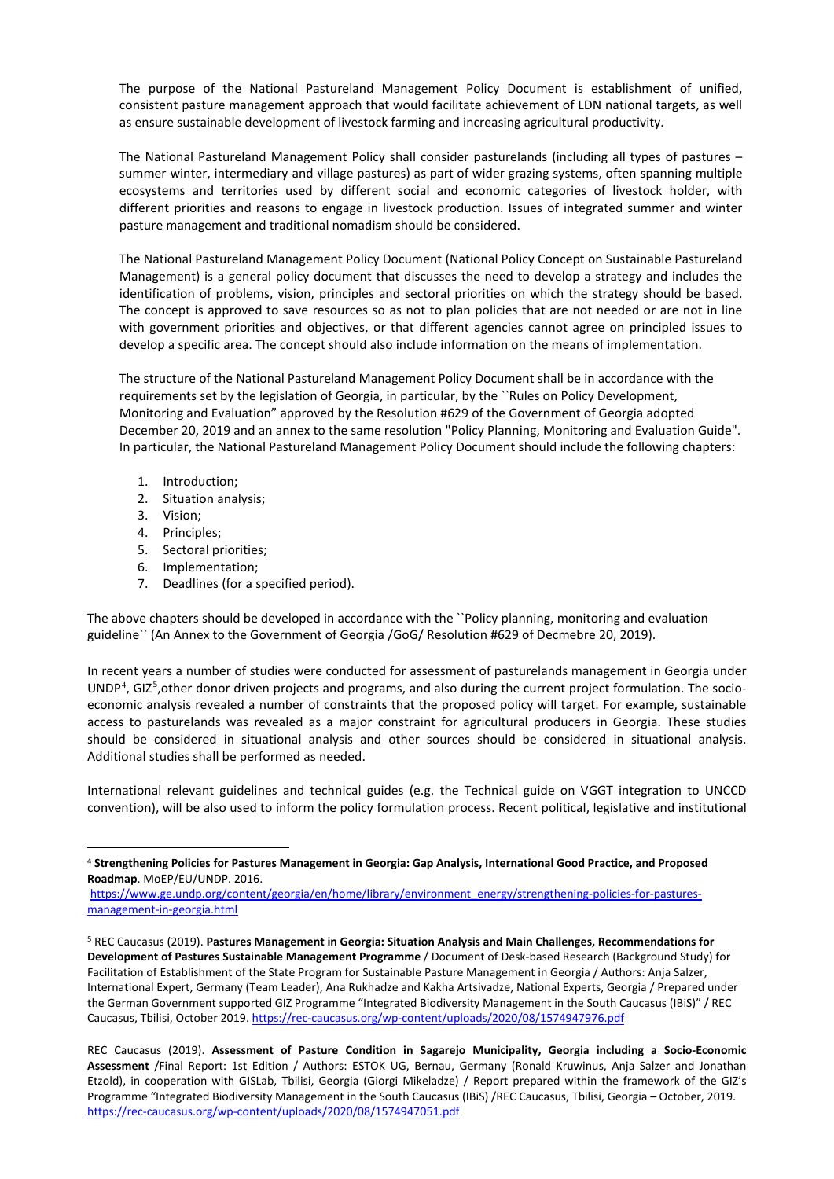The purpose of the National Pastureland Management Policy Document is establishment of unified, consistent pasture management approach that would facilitate achievement of LDN national targets, as well as ensure sustainable development of livestock farming and increasing agricultural productivity.

The National Pastureland Management Policy shall consider pasturelands (including all types of pastures – summer winter, intermediary and village pastures) as part of wider grazing systems, often spanning multiple ecosystems and territories used by different social and economic categories of livestock holder, with different priorities and reasons to engage in livestock production. Issues of integrated summer and winter pasture management and traditional nomadism should be considered.

The National Pastureland Management Policy Document (National Policy Concept on Sustainable Pastureland Management) is a general policy document that discusses the need to develop a strategy and includes the identification of problems, vision, principles and sectoral priorities on which the strategy should be based. The concept is approved to save resources so as not to plan policies that are not needed or are not in line with government priorities and objectives, or that different agencies cannot agree on principled issues to develop a specific area. The concept should also include information on the means of implementation.

The structure of the National Pastureland Management Policy Document shall be in accordance with the requirements set by the legislation of Georgia, in particular, by the ``Rules on Policy Development, Monitoring and Evaluation" approved by the Resolution #629 of the Government of Georgia adopted December 20, 2019 and an annex to the same resolution "Policy Planning, Monitoring and Evaluation Guide". In particular, the National Pastureland Management Policy Document should include the following chapters:

1. Introduction;
2. Situation analysis;
3. Vision;
4. Principles;
5. Sectoral priorities;
6. Implementation;
7. Deadlines (for a specified period).

The above chapters should be developed in accordance with the ``Policy planning, monitoring and evaluation guideline`` (An Annex to the Government of Georgia /GoG/ Resolution #629 of Decmebre 20, 2019).

In recent years a number of studies were conducted for assessment of pasturelands management in Georgia under UNDP[4], GIZ[5],other donor driven projects and programs, and also during the current project formulation. The socio-economic analysis revealed a number of constraints that the proposed policy will target. For example, sustainable access to pasturelands was revealed as a major constraint for agricultural producers in Georgia. These studies should be considered in situational analysis and other sources should be considered in situational analysis. Additional studies shall be performed as needed.

International relevant guidelines and technical guides (e.g. the Technical guide on VGGT integration to UNCCD convention), will be also used to inform the policy formulation process. Recent political, legislative and institutional

---

[4] **Strengthening Policies for Pastures Management in Georgia: Gap Analysis, International Good Practice, and Proposed Roadmap**. MoEP/EU/UNDP. 2016. https://www.ge.undp.org/content/georgia/en/home/library/environment_energy/strengthening-policies-for-pastures-management-in-georgia.html

[5] REC Caucasus (2019). **Pastures Management in Georgia: Situation Analysis and Main Challenges, Recommendations for Development of Pastures Sustainable Management Programme** / Document of Desk-based Research (Background Study) for Facilitation of Establishment of the State Program for Sustainable Pasture Management in Georgia / Authors: Anja Salzer, International Expert, Germany (Team Leader), Ana Rukhadze and Kakha Artsivadze, National Experts, Georgia / Prepared under the German Government supported GIZ Programme "Integrated Biodiversity Management in the South Caucasus (IBiS)" / REC Caucasus, Tbilisi, October 2019. https://rec-caucasus.org/wp-content/uploads/2020/08/1574947976.pdf

REC Caucasus (2019). **Assessment of Pasture Condition in Sagarejo Municipality, Georgia including a Socio-Economic Assessment** /Final Report: 1st Edition / Authors: ESTOK UG, Bernau, Germany (Ronald Kruwinus, Anja Salzer and Jonathan Etzold), in cooperation with GISLab, Tbilisi, Georgia (Giorgi Mikeladze) / Report prepared within the framework of the GIZ's Programme "Integrated Biodiversity Management in the South Caucasus (IBiS) /REC Caucasus, Tbilisi, Georgia – October, 2019. https://rec-caucasus.org/wp-content/uploads/2020/08/1574947051.pdf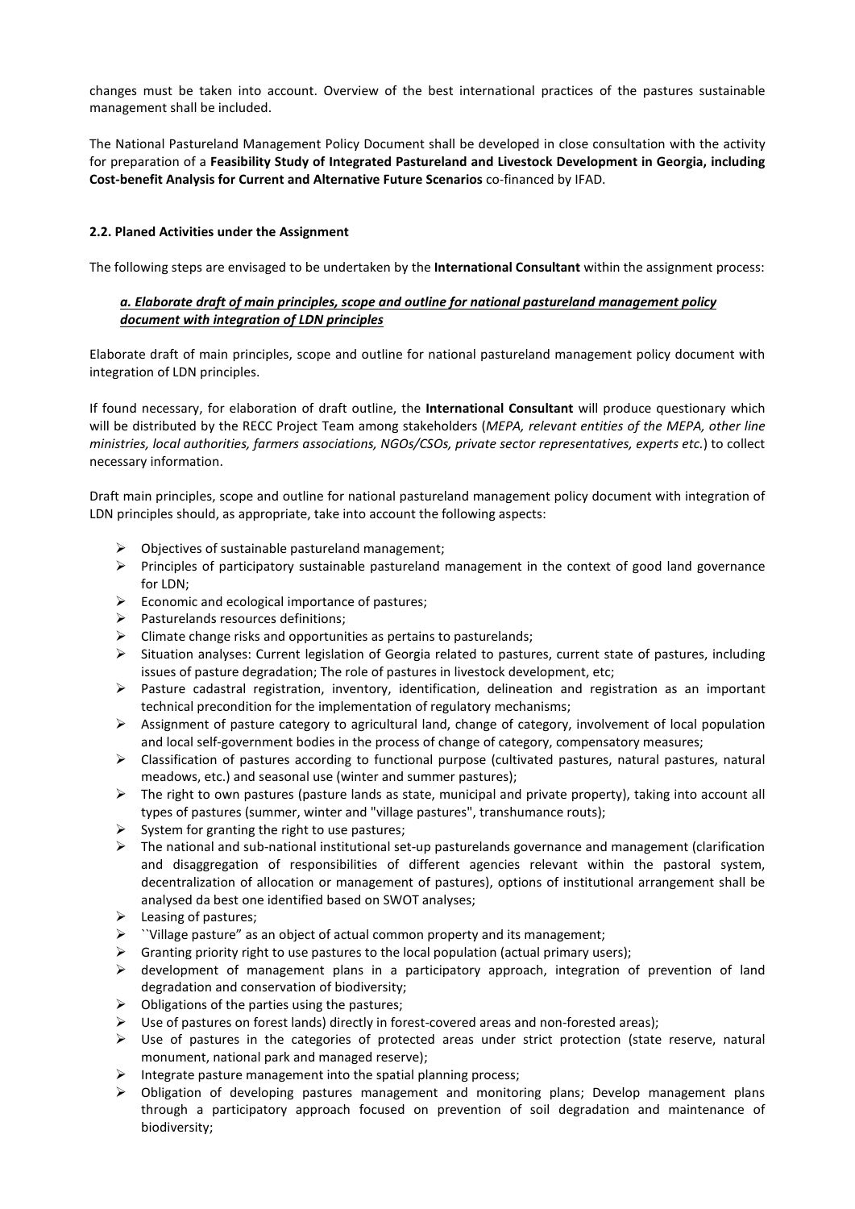changes must be taken into account. Overview of the best international practices of the pastures sustainable management shall be included.

The National Pastureland Management Policy Document shall be developed in close consultation with the activity for preparation of a **Feasibility Study of Integrated Pastureland and Livestock Development in Georgia, including Cost-benefit Analysis for Current and Alternative Future Scenarios** co-financed by IFAD.

### 2.2. Planed Activities under the Assignment

The following steps are envisaged to be undertaken by the **International Consultant** within the assignment process:

#### ***a. Elaborate draft of main principles, scope and outline for national pastureland management policy document with integration of LDN principles***

Elaborate draft of main principles, scope and outline for national pastureland management policy document with integration of LDN principles.

If found necessary, for elaboration of draft outline, the **International Consultant** will produce questionary which will be distributed by the RECC Project Team among stakeholders (*MEPA, relevant entities of the MEPA, other line ministries, local authorities, farmers associations, NGOs/CSOs, private sector representatives, experts etc.*) to collect necessary information.

Draft main principles, scope and outline for national pastureland management policy document with integration of LDN principles should, as appropriate, take into account the following aspects:

- Objectives of sustainable pastureland management;
- Principles of participatory sustainable pastureland management in the context of good land governance for LDN;
- Economic and ecological importance of pastures;
- Pasturelands resources definitions;
- Climate change risks and opportunities as pertains to pasturelands;
- Situation analyses: Current legislation of Georgia related to pastures, current state of pastures, including issues of pasture degradation; The role of pastures in livestock development, etc;
- Pasture cadastral registration, inventory, identification, delineation and registration as an important technical precondition for the implementation of regulatory mechanisms;
- Assignment of pasture category to agricultural land, change of category, involvement of local population and local self-government bodies in the process of change of category, compensatory measures;
- Classification of pastures according to functional purpose (cultivated pastures, natural pastures, natural meadows, etc.) and seasonal use (winter and summer pastures);
- The right to own pastures (pasture lands as state, municipal and private property), taking into account all types of pastures (summer, winter and "village pastures", transhumance routs);
- System for granting the right to use pastures;
- The national and sub-national institutional set-up pasturelands governance and management (clarification and disaggregation of responsibilities of different agencies relevant within the pastoral system, decentralization of allocation or management of pastures), options of institutional arrangement shall be analysed da best one identified based on SWOT analyses;
- Leasing of pastures;
- ``Village pasture" as an object of actual common property and its management;
- Granting priority right to use pastures to the local population (actual primary users);
- development of management plans in a participatory approach, integration of prevention of land degradation and conservation of biodiversity;
- Obligations of the parties using the pastures;
- Use of pastures on forest lands) directly in forest-covered areas and non-forested areas);
- Use of pastures in the categories of protected areas under strict protection (state reserve, natural monument, national park and managed reserve);
- Integrate pasture management into the spatial planning process;
- Obligation of developing pastures management and monitoring plans; Develop management plans through a participatory approach focused on prevention of soil degradation and maintenance of biodiversity;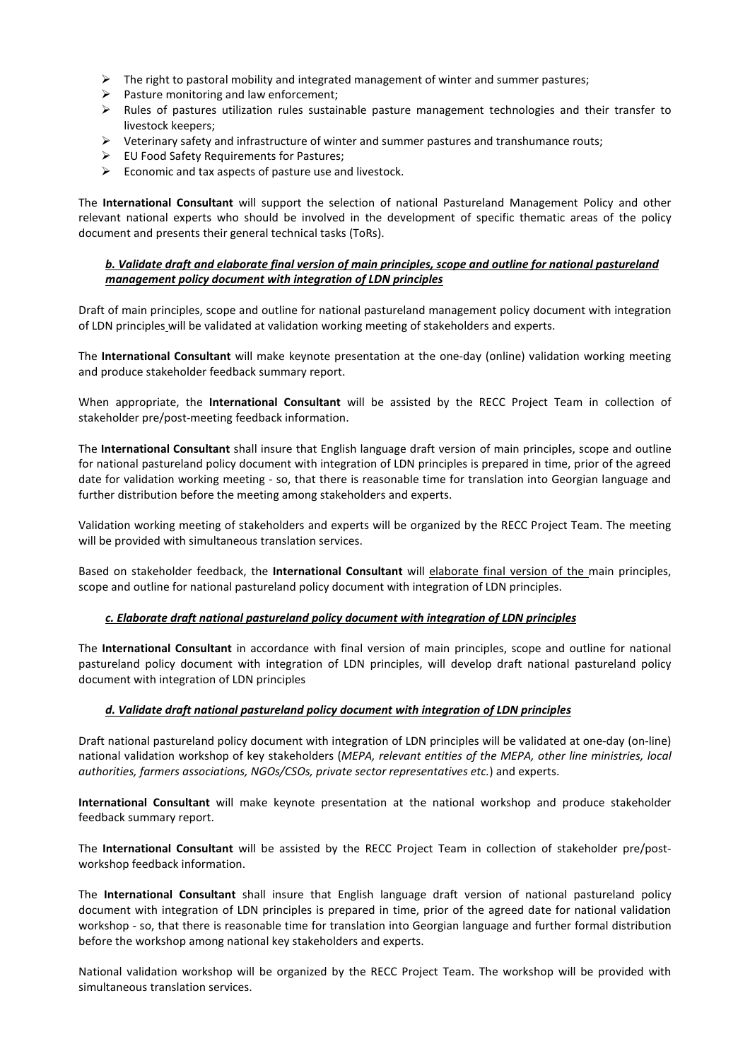- The right to pastoral mobility and integrated management of winter and summer pastures;
- Pasture monitoring and law enforcement;
- Rules of pastures utilization rules sustainable pasture management technologies and their transfer to livestock keepers;
- Veterinary safety and infrastructure of winter and summer pastures and transhumance routs;
- EU Food Safety Requirements for Pastures;
- Economic and tax aspects of pasture use and livestock.

The **International Consultant** will support the selection of national Pastureland Management Policy and other relevant national experts who should be involved in the development of specific thematic areas of the policy document and presents their general technical tasks (ToRs).

***b. Validate draft and elaborate final version of main principles, scope and outline for national pastureland management policy document with integration of LDN principles***

Draft of main principles, scope and outline for national pastureland management policy document with integration of LDN principles will be validated at validation working meeting of stakeholders and experts.

The **International Consultant** will make keynote presentation at the one-day (online) validation working meeting and produce stakeholder feedback summary report.

When appropriate, the **International Consultant** will be assisted by the RECC Project Team in collection of stakeholder pre/post-meeting feedback information.

The **International Consultant** shall insure that English language draft version of main principles, scope and outline for national pastureland policy document with integration of LDN principles is prepared in time, prior of the agreed date for validation working meeting - so, that there is reasonable time for translation into Georgian language and further distribution before the meeting among stakeholders and experts.

Validation working meeting of stakeholders and experts will be organized by the RECC Project Team. The meeting will be provided with simultaneous translation services.

Based on stakeholder feedback, the **International Consultant** will elaborate final version of the main principles, scope and outline for national pastureland policy document with integration of LDN principles.

***c. Elaborate draft national pastureland policy document with integration of LDN principles***

The **International Consultant** in accordance with final version of main principles, scope and outline for national pastureland policy document with integration of LDN principles, will develop draft national pastureland policy document with integration of LDN principles

***d. Validate draft national pastureland policy document with integration of LDN principles***

Draft national pastureland policy document with integration of LDN principles will be validated at one-day (on-line) national validation workshop of key stakeholders (*MEPA, relevant entities of the MEPA, other line ministries, local authorities, farmers associations, NGOs/CSOs, private sector representatives etc.*) and experts.

**International Consultant** will make keynote presentation at the national workshop and produce stakeholder feedback summary report.

The **International Consultant** will be assisted by the RECC Project Team in collection of stakeholder pre/post-workshop feedback information.

The **International Consultant** shall insure that English language draft version of national pastureland policy document with integration of LDN principles is prepared in time, prior of the agreed date for national validation workshop - so, that there is reasonable time for translation into Georgian language and further formal distribution before the workshop among national key stakeholders and experts.

National validation workshop will be organized by the RECC Project Team. The workshop will be provided with simultaneous translation services.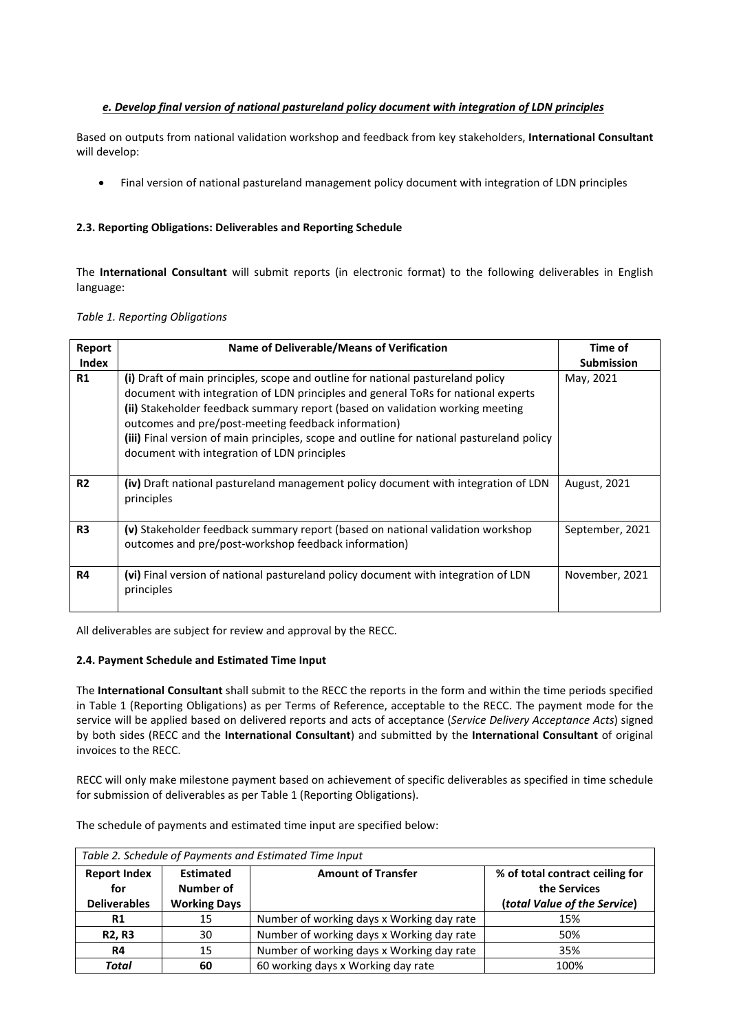***e. Develop final version of national pastureland policy document with integration of LDN principles***

Based on outputs from national validation workshop and feedback from key stakeholders, **International Consultant** will develop:

- Final version of national pastureland management policy document with integration of LDN principles

#### 2.3. Reporting Obligations: Deliverables and Reporting Schedule

The **International Consultant** will submit reports (in electronic format) to the following deliverables in English language:

*Table 1. Reporting Obligations*

| Report Index | Name of Deliverable/Means of Verification | Time of Submission |
|---|---|---|
| **R1** | **(i)** Draft of main principles, scope and outline for national pastureland policy document with integration of LDN principles and general ToRs for national experts<br>**(ii)** Stakeholder feedback summary report (based on validation working meeting outcomes and pre/post-meeting feedback information)<br>**(iii)** Final version of main principles, scope and outline for national pastureland policy document with integration of LDN principles | May, 2021 |
| **R2** | **(iv)** Draft national pastureland management policy document with integration of LDN principles | August, 2021 |
| **R3** | **(v)** Stakeholder feedback summary report (based on national validation workshop outcomes and pre/post-workshop feedback information) | September, 2021 |
| **R4** | **(vi)** Final version of national pastureland policy document with integration of LDN principles | November, 2021 |

All deliverables are subject for review and approval by the RECC.

#### 2.4. Payment Schedule and Estimated Time Input

The **International Consultant** shall submit to the RECC the reports in the form and within the time periods specified in Table 1 (Reporting Obligations) as per Terms of Reference, acceptable to the RECC. The payment mode for the service will be applied based on delivered reports and acts of acceptance (*Service Delivery Acceptance Acts*) signed by both sides (RECC and the **International Consultant**) and submitted by the **International Consultant** of original invoices to the RECC.

RECC will only make milestone payment based on achievement of specific deliverables as specified in time schedule for submission of deliverables as per Table 1 (Reporting Obligations).

The schedule of payments and estimated time input are specified below:

*Table 2. Schedule of Payments and Estimated Time Input*

| Report Index for Deliverables | Estimated Number of Working Days | Amount of Transfer | % of total contract ceiling for the Services (*total Value of the Service*) |
|---|---|---|---|
| **R1** | 15 | Number of working days x Working day rate | 15% |
| **R2, R3** | 30 | Number of working days x Working day rate | 50% |
| **R4** | 15 | Number of working days x Working day rate | 35% |
| ***Total*** | **60** | 60 working days x Working day rate | 100% |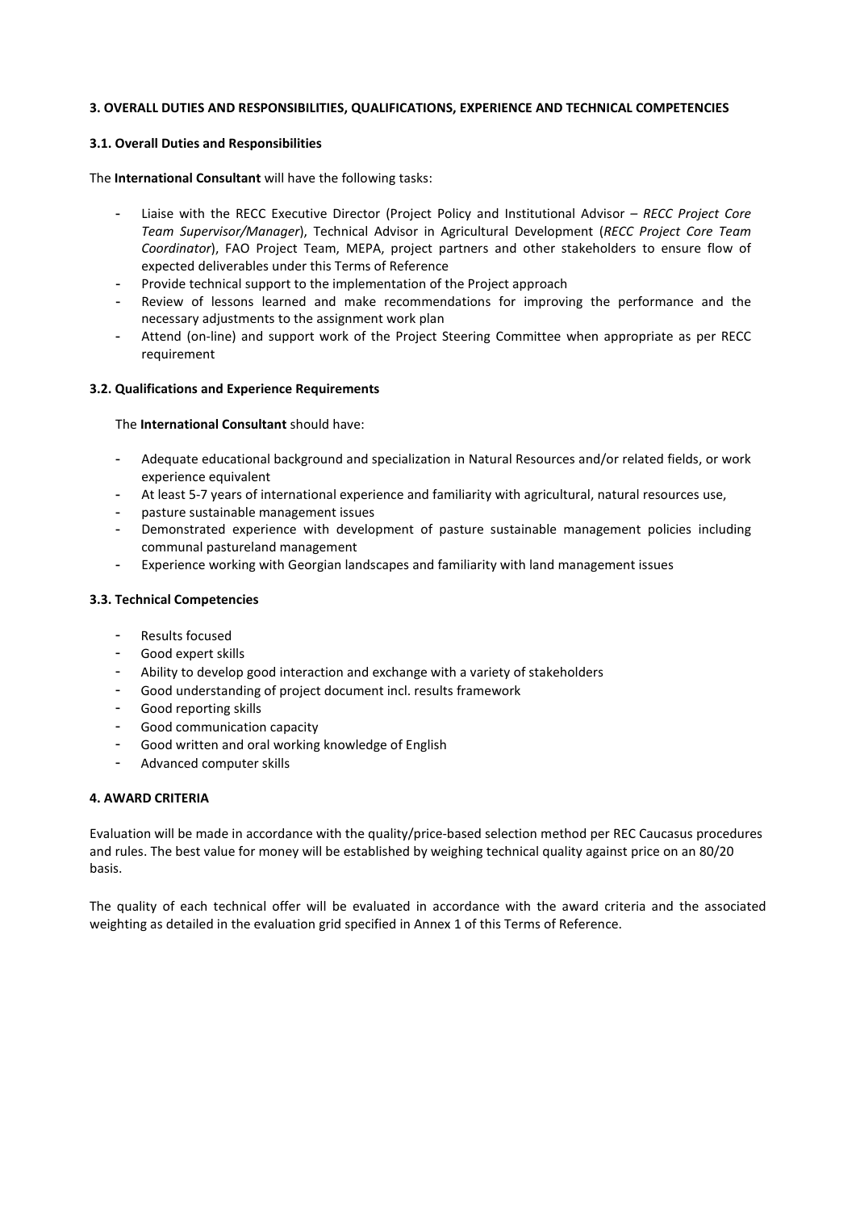### 3. OVERALL DUTIES AND RESPONSIBILITIES, QUALIFICATIONS, EXPERIENCE AND TECHNICAL COMPETENCIES

#### 3.1. Overall Duties and Responsibilities

The **International Consultant** will have the following tasks:

- Liaise with the RECC Executive Director (Project Policy and Institutional Advisor – *RECC Project Core Team Supervisor/Manager*), Technical Advisor in Agricultural Development (*RECC Project Core Team Coordinator*), FAO Project Team, MEPA, project partners and other stakeholders to ensure flow of expected deliverables under this Terms of Reference
- Provide technical support to the implementation of the Project approach
- Review of lessons learned and make recommendations for improving the performance and the necessary adjustments to the assignment work plan
- Attend (on-line) and support work of the Project Steering Committee when appropriate as per RECC requirement

#### 3.2. Qualifications and Experience Requirements

The **International Consultant** should have:

- Adequate educational background and specialization in Natural Resources and/or related fields, or work experience equivalent
- At least 5-7 years of international experience and familiarity with agricultural, natural resources use,
- pasture sustainable management issues
- Demonstrated experience with development of pasture sustainable management policies including communal pastureland management
- Experience working with Georgian landscapes and familiarity with land management issues

#### 3.3. Technical Competencies

- Results focused
- Good expert skills
- Ability to develop good interaction and exchange with a variety of stakeholders
- Good understanding of project document incl. results framework
- Good reporting skills
- Good communication capacity
- Good written and oral working knowledge of English
- Advanced computer skills

### 4. AWARD CRITERIA

Evaluation will be made in accordance with the quality/price-based selection method per REC Caucasus procedures and rules. The best value for money will be established by weighing technical quality against price on an 80/20 basis.

The quality of each technical offer will be evaluated in accordance with the award criteria and the associated weighting as detailed in the evaluation grid specified in Annex 1 of this Terms of Reference.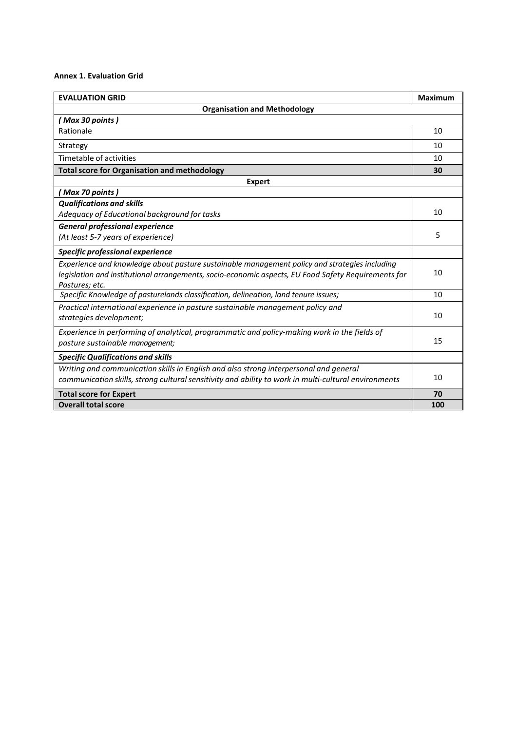**Annex 1. Evaluation Grid**

| **EVALUATION GRID** | **Maximum** |
|---|---|
| **Organisation and Methodology** | |
| ***( Max 30 points )*** | |
| Rationale | 10 |
| Strategy | 10 |
| Timetable of activities | 10 |
| **Total score for Organisation and methodology** | **30** |
| **Expert** | |
| ***( Max 70 points )*** | |
| ***Qualifications and skills***<br>*Adequacy of Educational background for tasks* | 10 |
| ***General professional experience***<br>*(At least 5-7 years of experience)* | 5 |
| ***Specific professional experience*** | |
| *Experience and knowledge about pasture sustainable management policy and strategies including legislation and institutional arrangements, socio-economic aspects, EU Food Safety Requirements for Pastures; etc.* | 10 |
| *Specific Knowledge of pasturelands classification, delineation, land tenure issues;* | 10 |
| *Practical international experience in pasture sustainable management policy and strategies development;* | 10 |
| *Experience in performing of analytical, programmatic and policy-making work in the fields of pasture sustainable management;* | 15 |
| ***Specific Qualifications and skills*** | |
| *Writing and communication skills in English and also strong interpersonal and general communication skills, strong cultural sensitivity and ability to work in multi-cultural environments* | 10 |
| **Total score for Expert** | **70** |
| **Overall total score** | **100** |